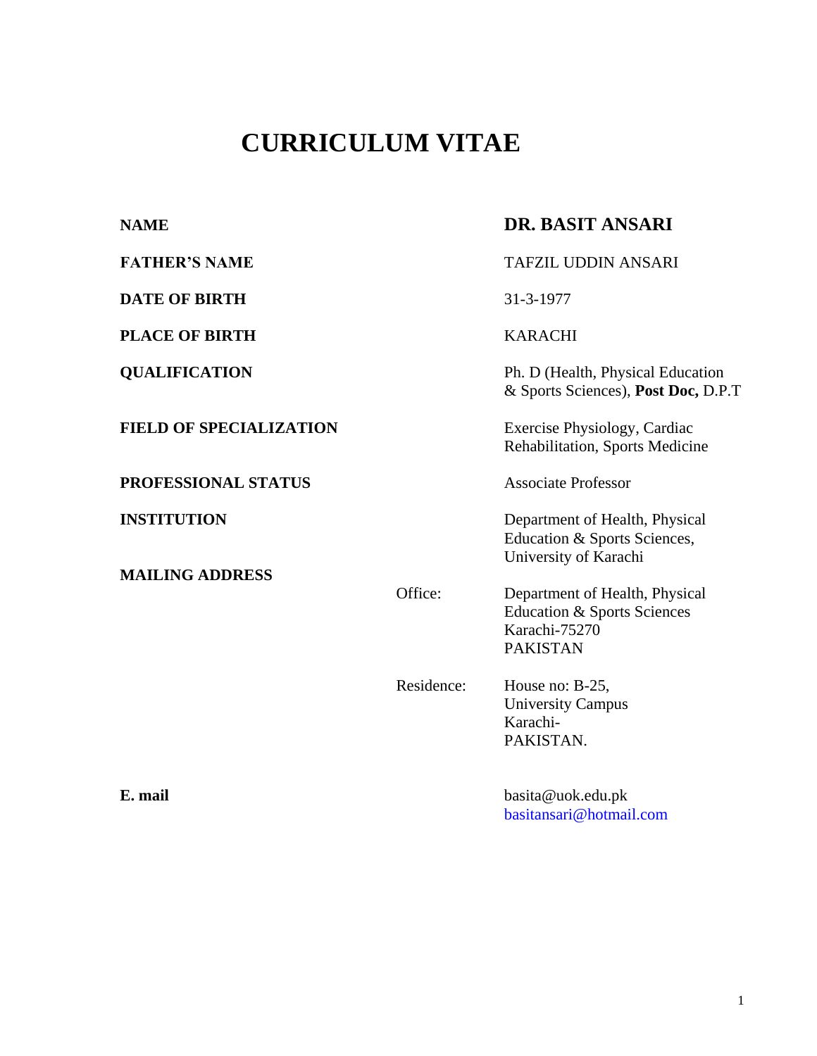# CURRICULUM VITAE

| | | |
|---|---|---|
| **NAME** | | **DR. BASIT ANSARI** |
| **FATHER'S NAME** | | TAFZIL UDDIN ANSARI |
| **DATE OF BIRTH** | | 31-3-1977 |
| **PLACE OF BIRTH** | | KARACHI |
| **QUALIFICATION** | | Ph. D (Health, Physical Education & Sports Sciences), **Post Doc,** D.P.T |
| **FIELD OF SPECIALIZATION** | | Exercise Physiology, Cardiac Rehabilitation, Sports Medicine |
| **PROFESSIONAL STATUS** | | Associate Professor |
| **INSTITUTION** | | Department of Health, Physical Education & Sports Sciences, University of Karachi |
| **MAILING ADDRESS** | Office: | Department of Health, Physical Education & Sports Sciences<br>Karachi-75270<br>PAKISTAN |
| | Residence: | House no: B-25,<br>University Campus<br>Karachi-<br>PAKISTAN. |
| **E. mail** | | basita@uok.edu.pk<br>basitansari@hotmail.com |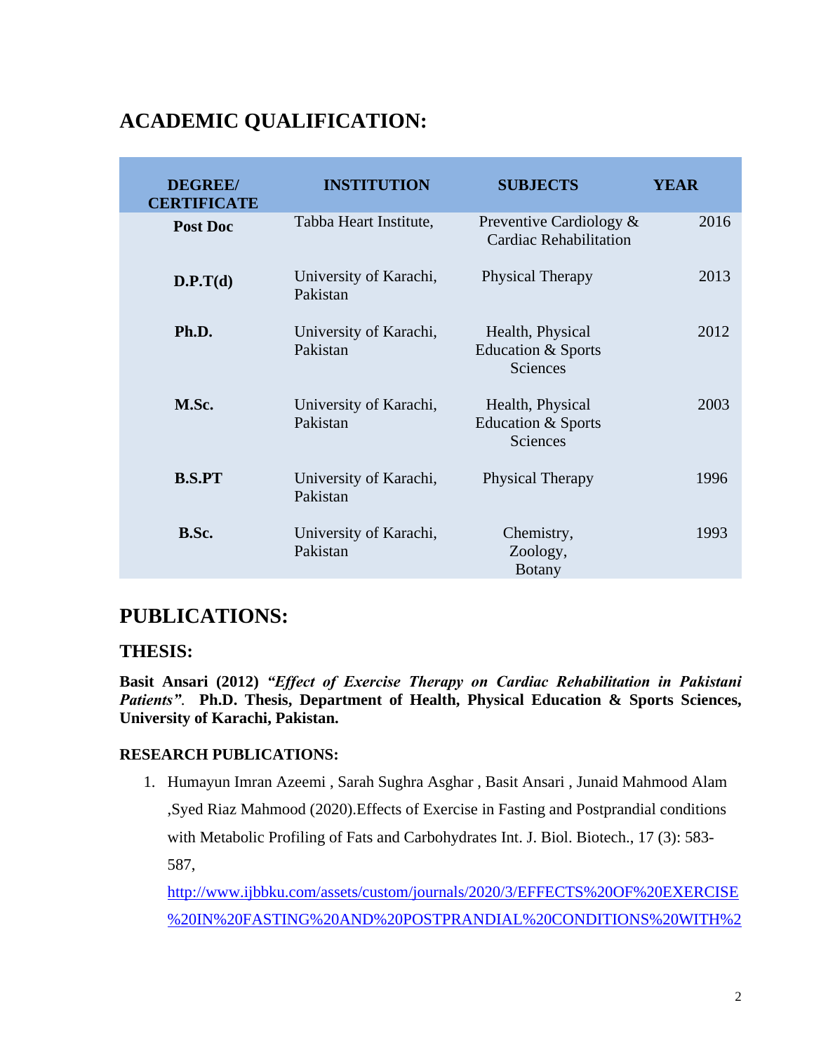## ACADEMIC QUALIFICATION:

| DEGREE/ CERTIFICATE | INSTITUTION | SUBJECTS | YEAR |
|---|---|---|---|
| **Post Doc** | Tabba Heart Institute, | Preventive Cardiology & Cardiac Rehabilitation | 2016 |
| **D.P.T(d)** | University of Karachi, Pakistan | Physical Therapy | 2013 |
| **Ph.D.** | University of Karachi, Pakistan | Health, Physical Education & Sports Sciences | 2012 |
| **M.Sc.** | University of Karachi, Pakistan | Health, Physical Education & Sports Sciences | 2003 |
| **B.S.PT** | University of Karachi, Pakistan | Physical Therapy | 1996 |
| **B.Sc.** | University of Karachi, Pakistan | Chemistry, Zoology, Botany | 1993 |

## PUBLICATIONS:

### THESIS:

**Basit Ansari (2012)** ***"Effect of Exercise Therapy on Cardiac Rehabilitation in Pakistani Patients".*** **Ph.D. Thesis, Department of Health, Physical Education & Sports Sciences, University of Karachi, Pakistan.**

#### RESEARCH PUBLICATIONS:

1. Humayun Imran Azeemi , Sarah Sughra Asghar , Basit Ansari , Junaid Mahmood Alam ,Syed Riaz Mahmood (2020).Effects of Exercise in Fasting and Postprandial conditions with Metabolic Profiling of Fats and Carbohydrates Int. J. Biol. Biotech., 17 (3): 583-587,
   http://www.ijbbku.com/assets/custom/journals/2020/3/EFFECTS%20OF%20EXERCISE%20IN%20FASTING%20AND%20POSTPRANDIAL%20CONDITIONS%20WITH%2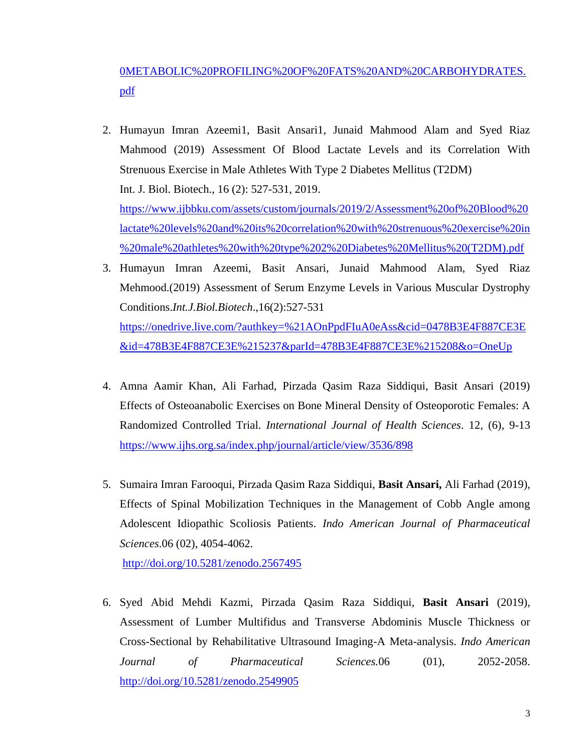0METABOLIC%20PROFILING%20OF%20FATS%20AND%20CARBOHYDRATES.pdf

2. Humayun Imran Azeemi1, Basit Ansari1, Junaid Mahmood Alam and Syed Riaz Mahmood (2019) Assessment Of Blood Lactate Levels and its Correlation With Strenuous Exercise in Male Athletes With Type 2 Diabetes Mellitus (T2DM) Int. J. Biol. Biotech., 16 (2): 527-531, 2019. https://www.ijbbku.com/assets/custom/journals/2019/2/Assessment%20of%20Blood%20lactate%20levels%20and%20its%20correlation%20with%20strenuous%20exercise%20in%20male%20athletes%20with%20type%202%20Diabetes%20Mellitus%20(T2DM).pdf

3. Humayun Imran Azeemi, Basit Ansari, Junaid Mahmood Alam, Syed Riaz Mehmood.(2019) Assessment of Serum Enzyme Levels in Various Muscular Dystrophy Conditions.*Int.J.Biol.Biotech*.,16(2):527-531 https://onedrive.live.com/?authkey=%21AOnPpdFIuA0eAss&cid=0478B3E4F887CE3E&id=478B3E4F887CE3E%215237&parId=478B3E4F887CE3E%215208&o=OneUp

4. Amna Aamir Khan, Ali Farhad, Pirzada Qasim Raza Siddiqui, Basit Ansari (2019) Effects of Osteoanabolic Exercises on Bone Mineral Density of Osteoporotic Females: A Randomized Controlled Trial. *International Journal of Health Sciences*. 12, (6), 9-13 https://www.ijhs.org.sa/index.php/journal/article/view/3536/898

5. Sumaira Imran Farooqui, Pirzada Qasim Raza Siddiqui, **Basit Ansari,** Ali Farhad (2019), Effects of Spinal Mobilization Techniques in the Management of Cobb Angle among Adolescent Idiopathic Scoliosis Patients. *Indo American Journal of Pharmaceutical Sciences*.06 (02), 4054-4062. http://doi.org/10.5281/zenodo.2567495

6. Syed Abid Mehdi Kazmi, Pirzada Qasim Raza Siddiqui, **Basit Ansari** (2019), Assessment of Lumber Multifidus and Transverse Abdominis Muscle Thickness or Cross-Sectional by Rehabilitative Ultrasound Imaging-A Meta-analysis. *Indo American Journal of Pharmaceutical Sciences*.06 (01), 2052-2058. http://doi.org/10.5281/zenodo.2549905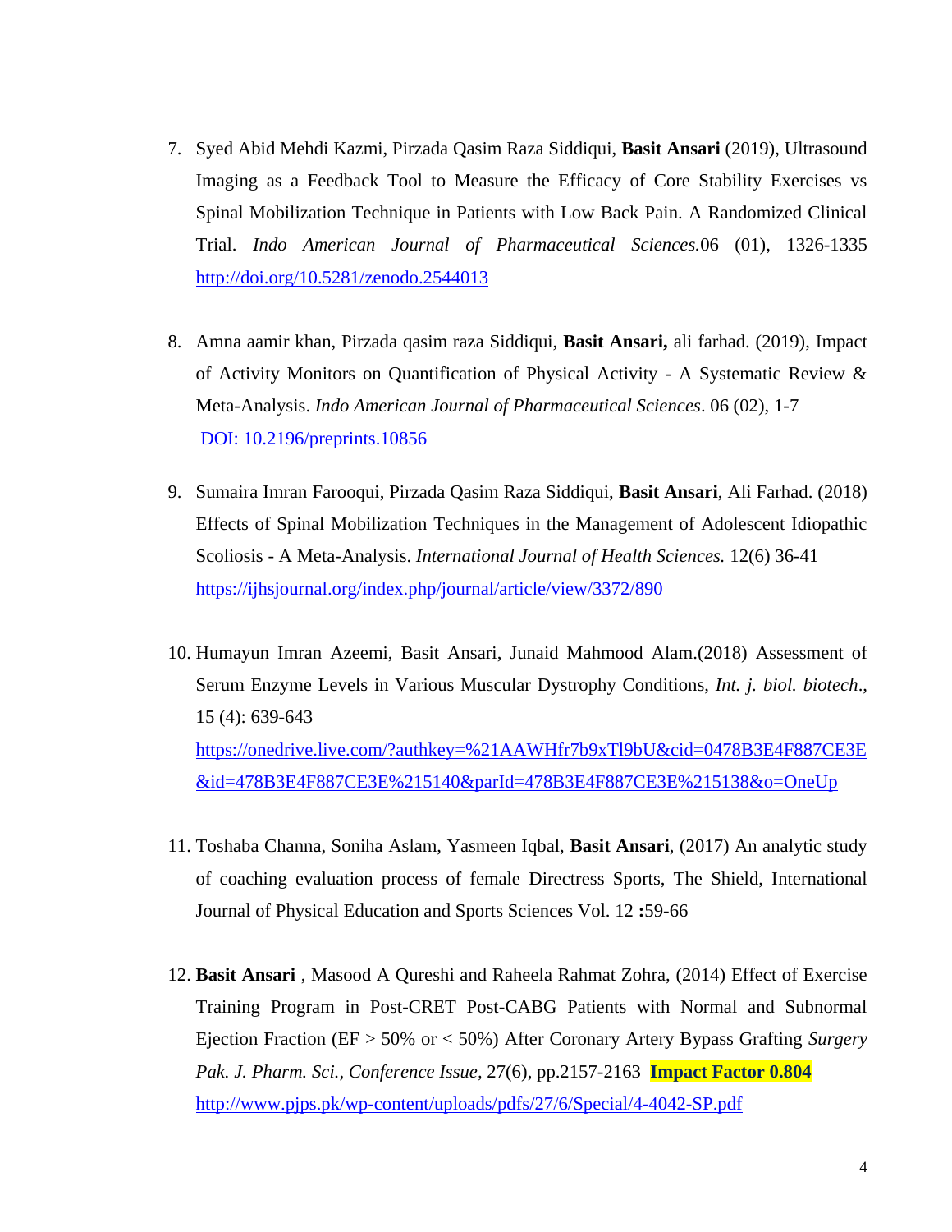7. Syed Abid Mehdi Kazmi, Pirzada Qasim Raza Siddiqui, **Basit Ansari** (2019), Ultrasound Imaging as a Feedback Tool to Measure the Efficacy of Core Stability Exercises vs Spinal Mobilization Technique in Patients with Low Back Pain. A Randomized Clinical Trial. *Indo American Journal of Pharmaceutical Sciences.*06 (01), 1326-1335 http://doi.org/10.5281/zenodo.2544013

8. Amna aamir khan, Pirzada qasim raza Siddiqui, **Basit Ansari,** ali farhad. (2019), Impact of Activity Monitors on Quantification of Physical Activity - A Systematic Review & Meta-Analysis. *Indo American Journal of Pharmaceutical Sciences*. 06 (02), 1-7 DOI: 10.2196/preprints.10856

9. Sumaira Imran Farooqui, Pirzada Qasim Raza Siddiqui, **Basit Ansari**, Ali Farhad. (2018) Effects of Spinal Mobilization Techniques in the Management of Adolescent Idiopathic Scoliosis - A Meta-Analysis. *International Journal of Health Sciences.* 12(6) 36-41 https://ijhsjournal.org/index.php/journal/article/view/3372/890

10. Humayun Imran Azeemi, Basit Ansari, Junaid Mahmood Alam.(2018) Assessment of Serum Enzyme Levels in Various Muscular Dystrophy Conditions, *Int. j. biol. biotech*., 15 (4): 639-643 https://onedrive.live.com/?authkey=%21AAWHfr7b9xTl9bU&cid=0478B3E4F887CE3E&id=478B3E4F887CE3E%215140&parId=478B3E4F887CE3E%215138&o=OneUp

11. Toshaba Channa, Soniha Aslam, Yasmeen Iqbal, **Basit Ansari**, (2017) An analytic study of coaching evaluation process of female Directress Sports, The Shield, International Journal of Physical Education and Sports Sciences Vol. 12 **:**59-66

12. **Basit Ansari** , Masood A Qureshi and Raheela Rahmat Zohra, (2014) Effect of Exercise Training Program in Post-CRET Post-CABG Patients with Normal and Subnormal Ejection Fraction (EF > 50% or < 50%) After Coronary Artery Bypass Grafting *Surgery Pak. J. Pharm. Sci., Conference Issue,* 27(6), pp.2157-2163 **Impact Factor 0.804** http://www.pjps.pk/wp-content/uploads/pdfs/27/6/Special/4-4042-SP.pdf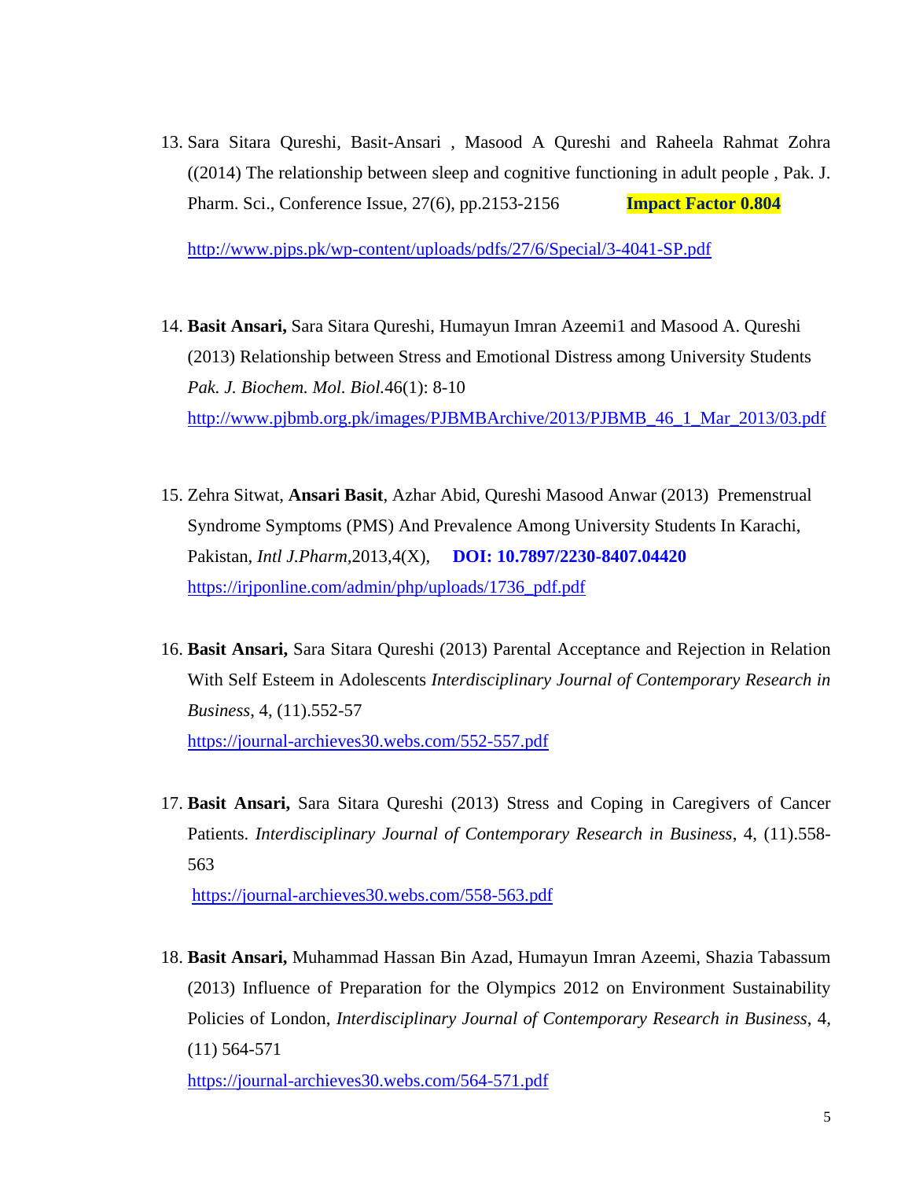13. Sara Sitara Qureshi, Basit-Ansari , Masood A Qureshi and Raheela Rahmat Zohra ((2014) The relationship between sleep and cognitive functioning in adult people , Pak. J. Pharm. Sci., Conference Issue, 27(6), pp.2153-2156 **Impact Factor 0.804**

    http://www.pjps.pk/wp-content/uploads/pdfs/27/6/Special/3-4041-SP.pdf

14. **Basit Ansari,** Sara Sitara Qureshi, Humayun Imran Azeemi1 and Masood A. Qureshi (2013) Relationship between Stress and Emotional Distress among University Students *Pak. J. Biochem. Mol. Biol.*46(1): 8-10
    http://www.pjbmb.org.pk/images/PJBMBArchive/2013/PJBMB_46_1_Mar_2013/03.pdf

15. Zehra Sitwat, **Ansari Basit**, Azhar Abid, Qureshi Masood Anwar (2013) Premenstrual Syndrome Symptoms (PMS) And Prevalence Among University Students In Karachi, Pakistan, *Intl J.Pharm*,2013,4(X), **DOI: 10.7897/2230-8407.04420**
    https://irjponline.com/admin/php/uploads/1736_pdf.pdf

16. **Basit Ansari,** Sara Sitara Qureshi (2013) Parental Acceptance and Rejection in Relation With Self Esteem in Adolescents *Interdisciplinary Journal of Contemporary Research in Business*, 4, (11).552-57
    https://journal-archieves30.webs.com/552-557.pdf

17. **Basit Ansari,** Sara Sitara Qureshi (2013) Stress and Coping in Caregivers of Cancer Patients. *Interdisciplinary Journal of Contemporary Research in Business*, 4, (11).558-563
    https://journal-archieves30.webs.com/558-563.pdf

18. **Basit Ansari,** Muhammad Hassan Bin Azad, Humayun Imran Azeemi, Shazia Tabassum (2013) Influence of Preparation for the Olympics 2012 on Environment Sustainability Policies of London, *Interdisciplinary Journal of Contemporary Research in Business*, 4, (11) 564-571
    https://journal-archieves30.webs.com/564-571.pdf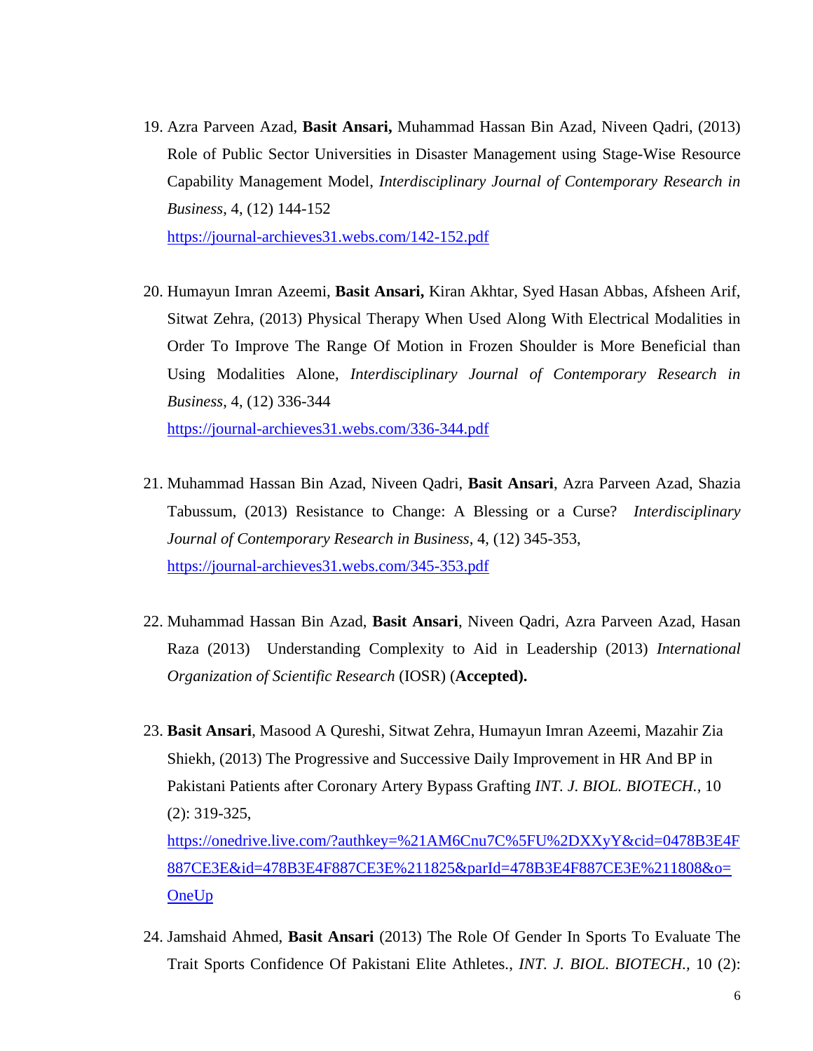19. Azra Parveen Azad, **Basit Ansari,** Muhammad Hassan Bin Azad, Niveen Qadri, (2013) Role of Public Sector Universities in Disaster Management using Stage-Wise Resource Capability Management Model, *Interdisciplinary Journal of Contemporary Research in Business*, 4, (12) 144-152
    https://journal-archieves31.webs.com/142-152.pdf

20. Humayun Imran Azeemi, **Basit Ansari,** Kiran Akhtar, Syed Hasan Abbas, Afsheen Arif, Sitwat Zehra, (2013) Physical Therapy When Used Along With Electrical Modalities in Order To Improve The Range Of Motion in Frozen Shoulder is More Beneficial than Using Modalities Alone, *Interdisciplinary Journal of Contemporary Research in Business*, 4, (12) 336-344
    https://journal-archieves31.webs.com/336-344.pdf

21. Muhammad Hassan Bin Azad, Niveen Qadri, **Basit Ansari**, Azra Parveen Azad, Shazia Tabussum, (2013) Resistance to Change: A Blessing or a Curse? *Interdisciplinary Journal of Contemporary Research in Business*, 4, (12) 345-353,
    https://journal-archieves31.webs.com/345-353.pdf

22. Muhammad Hassan Bin Azad, **Basit Ansari**, Niveen Qadri, Azra Parveen Azad, Hasan Raza (2013) Understanding Complexity to Aid in Leadership (2013) *International Organization of Scientific Research* (IOSR) (**Accepted).**

23. **Basit Ansari**, Masood A Qureshi, Sitwat Zehra, Humayun Imran Azeemi, Mazahir Zia Shiekh, (2013) The Progressive and Successive Daily Improvement in HR And BP in Pakistani Patients after Coronary Artery Bypass Grafting *INT. J. BIOL. BIOTECH.*, 10 (2): 319-325,
    https://onedrive.live.com/?authkey=%21AM6Cnu7C%5FU%2DXXyY&cid=0478B3E4F887CE3E&id=478B3E4F887CE3E%211825&parId=478B3E4F887CE3E%211808&o=OneUp

24. Jamshaid Ahmed, **Basit Ansari** (2013) The Role Of Gender In Sports To Evaluate The Trait Sports Confidence Of Pakistani Elite Athletes., *INT. J. BIOL. BIOTECH.*, 10 (2):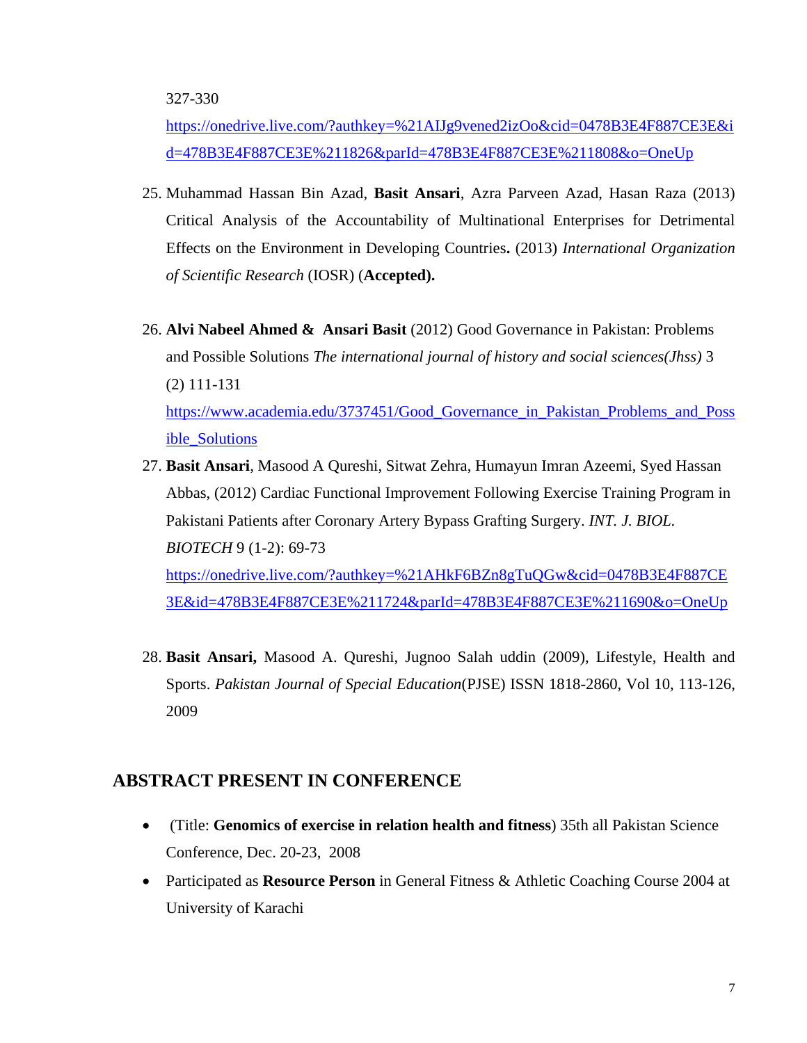327-330

https://onedrive.live.com/?authkey=%21AIJg9vened2izOo&cid=0478B3E4F887CE3E&id=478B3E4F887CE3E%211826&parId=478B3E4F887CE3E%211808&o=OneUp

25. Muhammad Hassan Bin Azad, **Basit Ansari**, Azra Parveen Azad, Hasan Raza (2013) Critical Analysis of the Accountability of Multinational Enterprises for Detrimental Effects on the Environment in Developing Countries**.** (2013) *International Organization of Scientific Research* (IOSR) (**Accepted).**

26. **Alvi Nabeel Ahmed & Ansari Basit** (2012) Good Governance in Pakistan: Problems and Possible Solutions *The international journal of history and social sciences(Jhss)* 3 (2) 111-131
https://www.academia.edu/3737451/Good_Governance_in_Pakistan_Problems_and_Possible_Solutions

27. **Basit Ansari**, Masood A Qureshi, Sitwat Zehra, Humayun Imran Azeemi, Syed Hassan Abbas, (2012) Cardiac Functional Improvement Following Exercise Training Program in Pakistani Patients after Coronary Artery Bypass Grafting Surgery. *INT. J. BIOL. BIOTECH* 9 (1-2): 69-73
https://onedrive.live.com/?authkey=%21AHkF6BZn8gTuQGw&cid=0478B3E4F887CE3E&id=478B3E4F887CE3E%211724&parId=478B3E4F887CE3E%211690&o=OneUp

28. **Basit Ansari,** Masood A. Qureshi, Jugnoo Salah uddin (2009), Lifestyle, Health and Sports. *Pakistan Journal of Special Education*(PJSE) ISSN 1818-2860, Vol 10, 113-126, 2009

## ABSTRACT PRESENT IN CONFERENCE

- (Title: **Genomics of exercise in relation health and fitness**) 35th all Pakistan Science Conference, Dec. 20-23, 2008
- Participated as **Resource Person** in General Fitness & Athletic Coaching Course 2004 at University of Karachi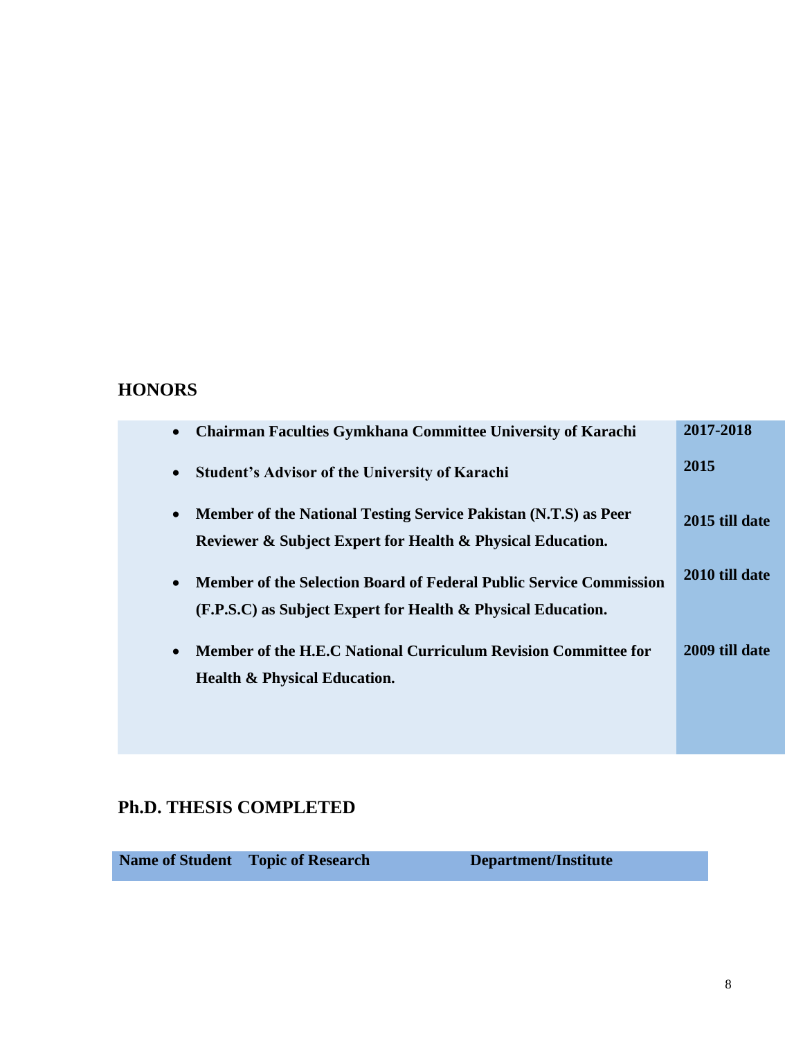## HONORS

| | |
|---|---|
| • **Chairman Faculties Gymkhana Committee University of Karachi** | **2017-2018** |
| • **Student's Advisor of the University of Karachi** | **2015** |
| • **Member of the National Testing Service Pakistan (N.T.S) as Peer Reviewer & Subject Expert for Health & Physical Education.** | **2015 till date** |
| • **Member of the Selection Board of Federal Public Service Commission (F.P.S.C) as Subject Expert for Health & Physical Education.** | **2010 till date** |
| • **Member of the H.E.C National Curriculum Revision Committee for Health & Physical Education.** | **2009 till date** |

## Ph.D. THESIS COMPLETED

| Name of Student | Topic of Research | Department/Institute |
|---|---|---|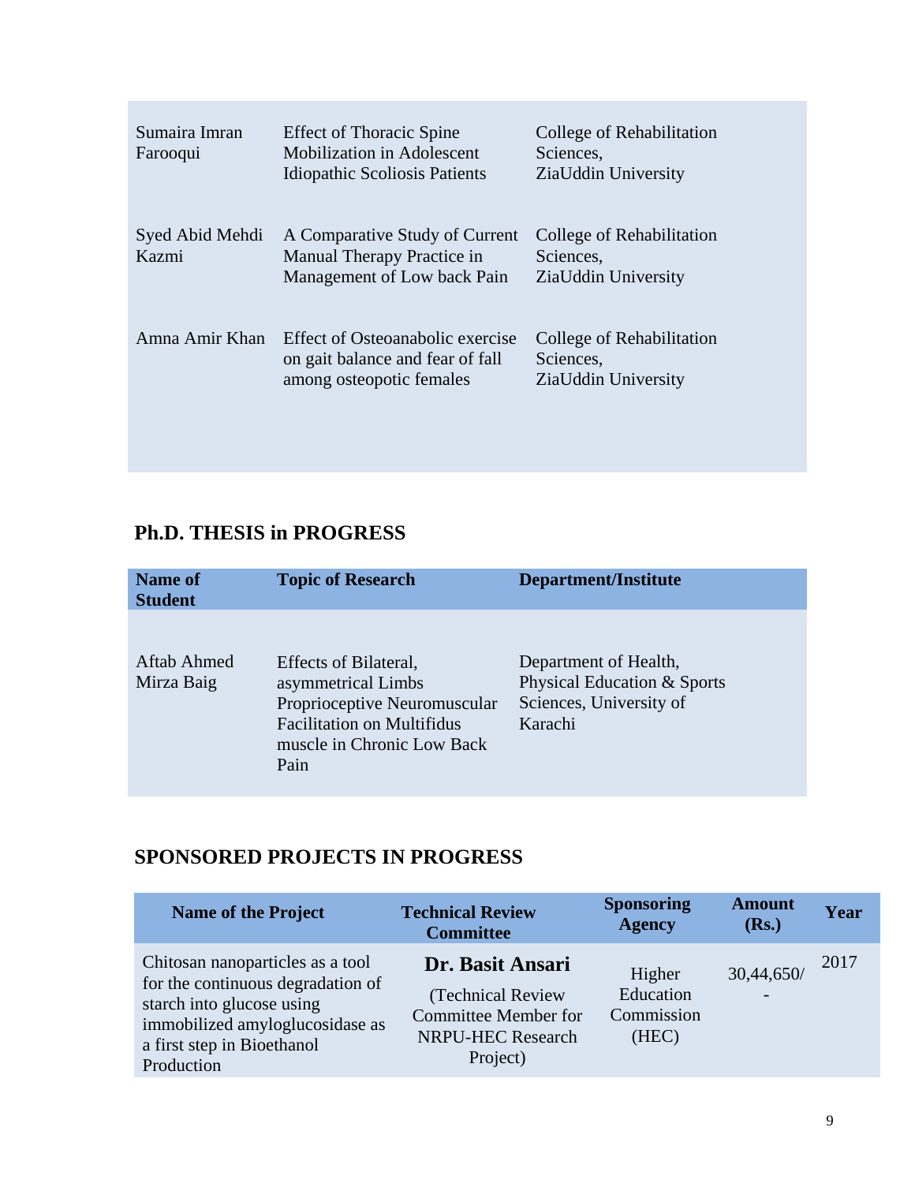| | | |
|---|---|---|
| Sumaira Imran Farooqui | Effect of Thoracic Spine Mobilization in Adolescent Idiopathic Scoliosis Patients | College of Rehabilitation Sciences, ZiaUddin University |
| Syed Abid Mehdi Kazmi | A Comparative Study of Current Manual Therapy Practice in Management of Low back Pain | College of Rehabilitation Sciences, ZiaUddin University |
| Amna Amir Khan | Effect of Osteoanabolic exercise on gait balance and fear of fall among osteopotic females | College of Rehabilitation Sciences, ZiaUddin University |

## Ph.D. THESIS in PROGRESS

| Name of Student | Topic of Research | Department/Institute |
|---|---|---|
| Aftab Ahmed Mirza Baig | Effects of Bilateral, asymmetrical Limbs Proprioceptive Neuromuscular Facilitation on Multifidus muscle in Chronic Low Back Pain | Department of Health, Physical Education & Sports Sciences, University of Karachi |

## SPONSORED PROJECTS IN PROGRESS

| Name of the Project | Technical Review Committee | Sponsoring Agency | Amount (Rs.) | Year |
|---|---|---|---|---|
| Chitosan nanoparticles as a tool for the continuous degradation of starch into glucose using immobilized amyloglucosidase as a first step in Bioethanol Production | **Dr. Basit Ansari** (Technical Review Committee Member for NRPU-HEC Research Project) | Higher Education Commission (HEC) | 30,44,650/- | 2017 |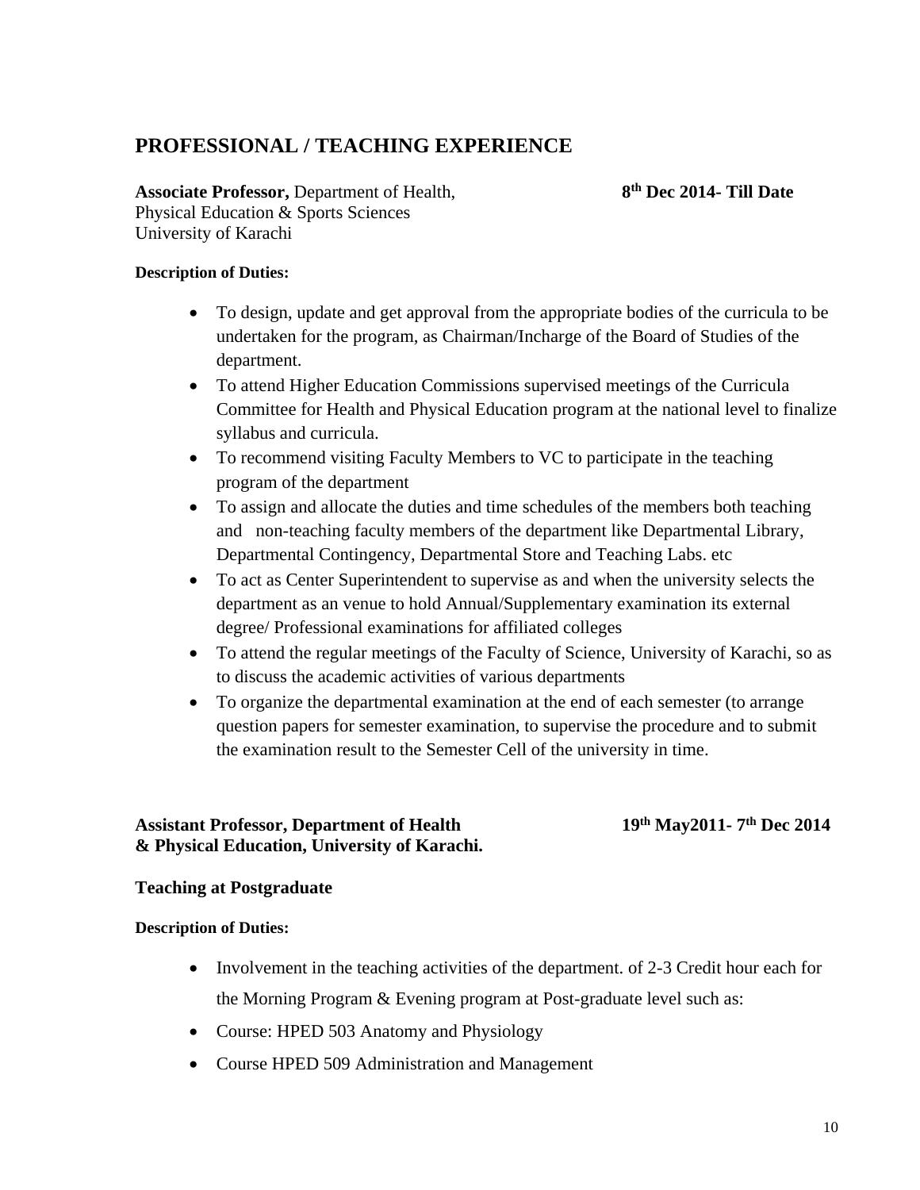## PROFESSIONAL / TEACHING EXPERIENCE

**Associate Professor,** Department of Health, Physical Education & Sports Sciences University of Karachi — **8th Dec 2014- Till Date**

**Description of Duties:**

- To design, update and get approval from the appropriate bodies of the curricula to be undertaken for the program, as Chairman/Incharge of the Board of Studies of the department.
- To attend Higher Education Commissions supervised meetings of the Curricula Committee for Health and Physical Education program at the national level to finalize syllabus and curricula.
- To recommend visiting Faculty Members to VC to participate in the teaching program of the department
- To assign and allocate the duties and time schedules of the members both teaching and non-teaching faculty members of the department like Departmental Library, Departmental Contingency, Departmental Store and Teaching Labs. etc
- To act as Center Superintendent to supervise as and when the university selects the department as an venue to hold Annual/Supplementary examination its external degree/ Professional examinations for affiliated colleges
- To attend the regular meetings of the Faculty of Science, University of Karachi, so as to discuss the academic activities of various departments
- To organize the departmental examination at the end of each semester (to arrange question papers for semester examination, to supervise the procedure and to submit the examination result to the Semester Cell of the university in time.

**Assistant Professor, Department of Health & Physical Education, University of Karachi.** — **19th May2011- 7th Dec 2014**

**Teaching at Postgraduate**

**Description of Duties:**

- Involvement in the teaching activities of the department. of 2-3 Credit hour each for the Morning Program & Evening program at Post-graduate level such as:
- Course: HPED 503 Anatomy and Physiology
- Course HPED 509 Administration and Management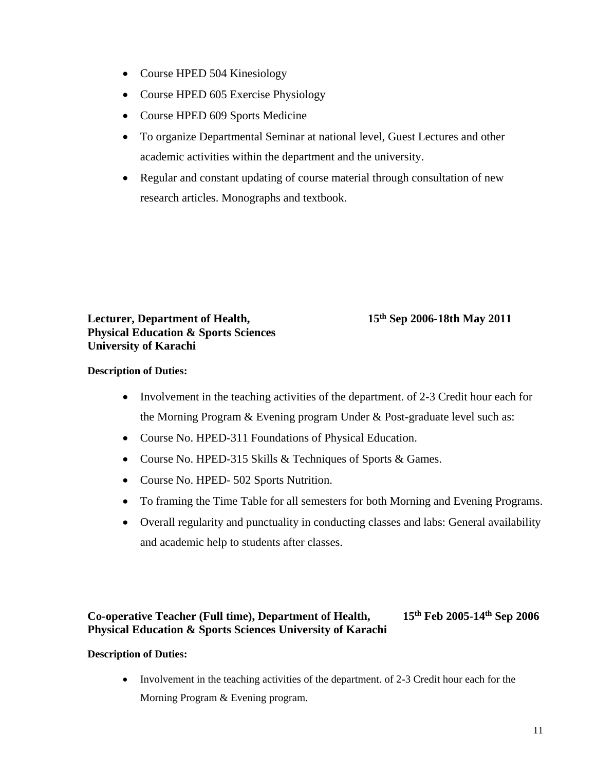- Course HPED 504 Kinesiology
- Course HPED 605 Exercise Physiology
- Course HPED 609 Sports Medicine
- To organize Departmental Seminar at national level, Guest Lectures and other academic activities within the department and the university.
- Regular and constant updating of course material through consultation of new research articles. Monographs and textbook.

**Lecturer, Department of Health, Physical Education & Sports Sciences University of Karachi** — **15th Sep 2006-18th May 2011**

**Description of Duties:**

- Involvement in the teaching activities of the department. of 2-3 Credit hour each for the Morning Program & Evening program Under & Post-graduate level such as:
- Course No. HPED-311 Foundations of Physical Education.
- Course No. HPED-315 Skills & Techniques of Sports & Games.
- Course No. HPED- 502 Sports Nutrition.
- To framing the Time Table for all semesters for both Morning and Evening Programs.
- Overall regularity and punctuality in conducting classes and labs: General availability and academic help to students after classes.

**Co-operative Teacher (Full time), Department of Health, Physical Education & Sports Sciences University of Karachi** — **15th Feb 2005-14th Sep 2006**

**Description of Duties:**

- Involvement in the teaching activities of the department. of 2-3 Credit hour each for the Morning Program & Evening program.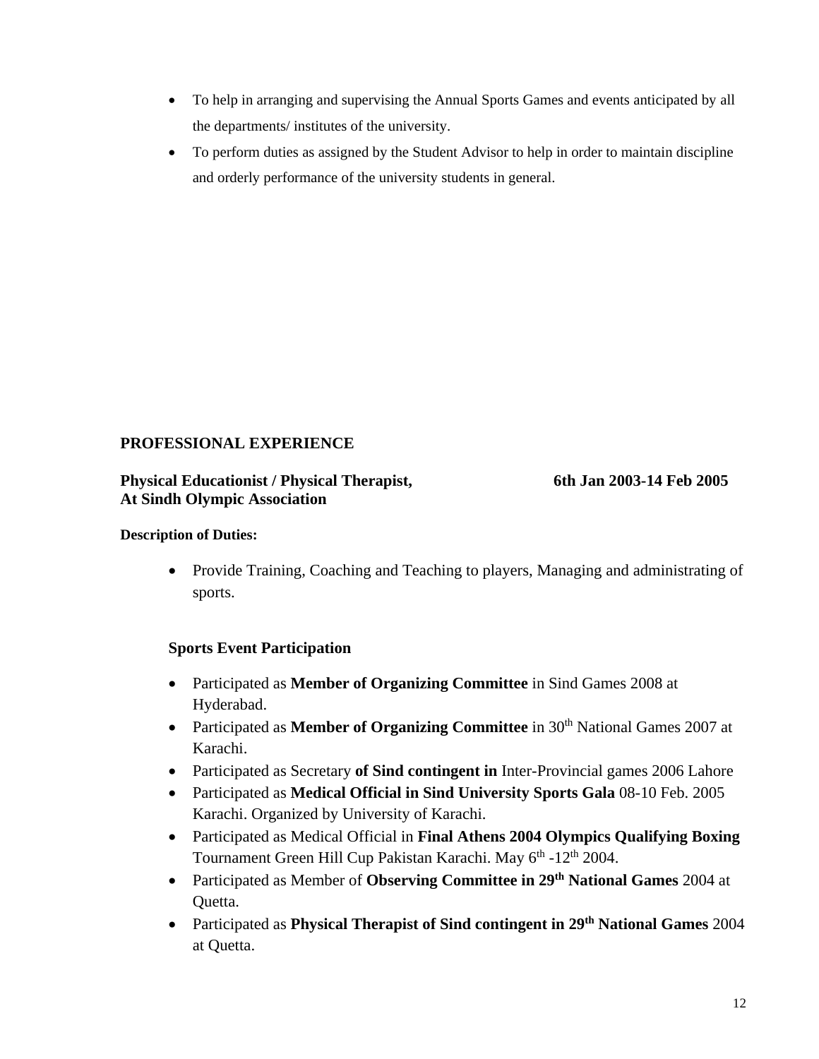- To help in arranging and supervising the Annual Sports Games and events anticipated by all the departments/ institutes of the university.
- To perform duties as assigned by the Student Advisor to help in order to maintain discipline and orderly performance of the university students in general.

## PROFESSIONAL EXPERIENCE

**Physical Educationist / Physical Therapist, At Sindh Olympic Association** **6th Jan 2003-14 Feb 2005**

**Description of Duties:**

- Provide Training, Coaching and Teaching to players, Managing and administrating of sports.

**Sports Event Participation**

- Participated as **Member of Organizing Committee** in Sind Games 2008 at Hyderabad.
- Participated as **Member of Organizing Committee** in 30th National Games 2007 at Karachi.
- Participated as Secretary **of Sind contingent in** Inter-Provincial games 2006 Lahore
- Participated as **Medical Official in Sind University Sports Gala** 08-10 Feb. 2005 Karachi. Organized by University of Karachi.
- Participated as Medical Official in **Final Athens 2004 Olympics Qualifying Boxing** Tournament Green Hill Cup Pakistan Karachi. May 6th -12th 2004.
- Participated as Member of **Observing Committee in 29th National Games** 2004 at Quetta.
- Participated as **Physical Therapist of Sind contingent in 29th National Games** 2004 at Quetta.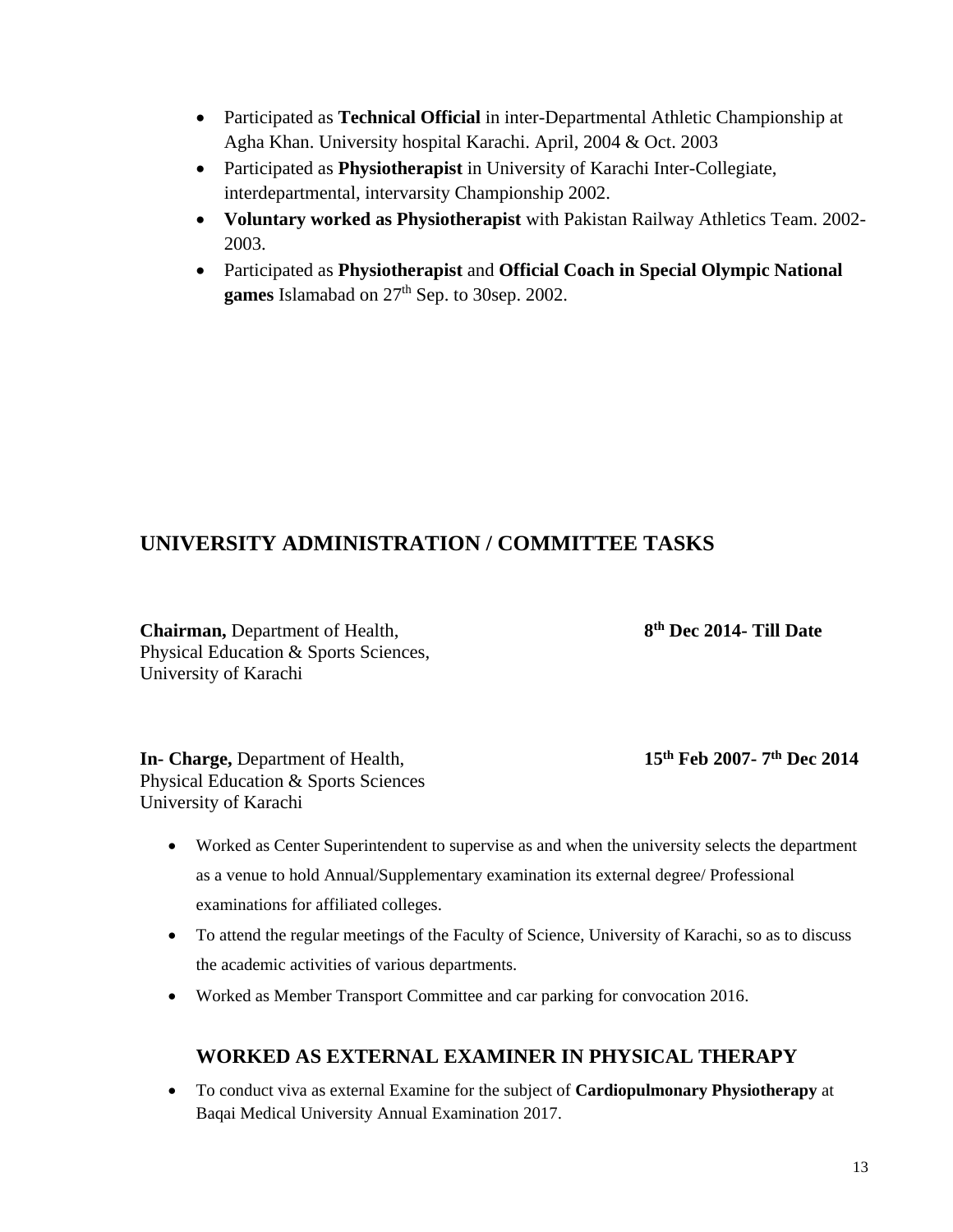- Participated as **Technical Official** in inter-Departmental Athletic Championship at Agha Khan. University hospital Karachi. April, 2004 & Oct. 2003
- Participated as **Physiotherapist** in University of Karachi Inter-Collegiate, interdepartmental, intervarsity Championship 2002.
- **Voluntary worked as Physiotherapist** with Pakistan Railway Athletics Team. 2002-2003.
- Participated as **Physiotherapist** and **Official Coach in Special Olympic National games** Islamabad on 27th Sep. to 30sep. 2002.

## UNIVERSITY ADMINISTRATION / COMMITTEE TASKS

**Chairman,** Department of Health, Physical Education & Sports Sciences, University of Karachi — **8th Dec 2014- Till Date**

**In- Charge,** Department of Health, Physical Education & Sports Sciences University of Karachi — **15th Feb 2007- 7th Dec 2014**

- Worked as Center Superintendent to supervise as and when the university selects the department as a venue to hold Annual/Supplementary examination its external degree/ Professional examinations for affiliated colleges.
- To attend the regular meetings of the Faculty of Science, University of Karachi, so as to discuss the academic activities of various departments.
- Worked as Member Transport Committee and car parking for convocation 2016.

### WORKED AS EXTERNAL EXAMINER IN PHYSICAL THERAPY

- To conduct viva as external Examine for the subject of **Cardiopulmonary Physiotherapy** at Baqai Medical University Annual Examination 2017.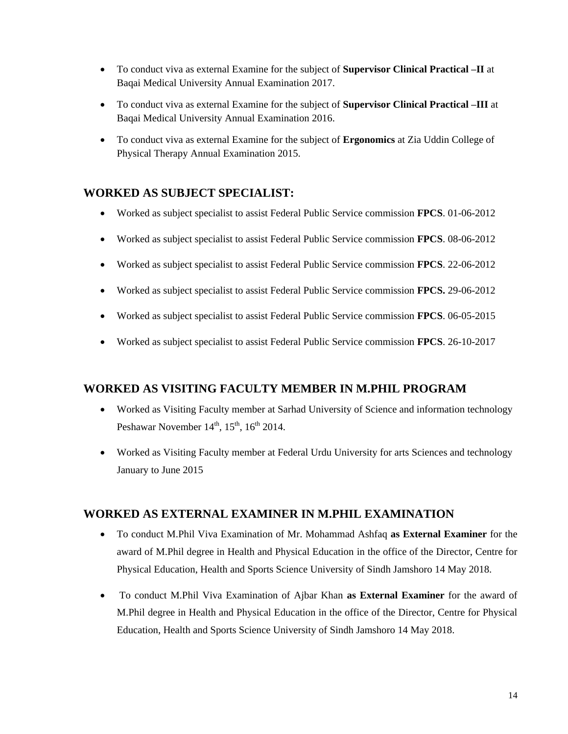- To conduct viva as external Examine for the subject of **Supervisor Clinical Practical –II** at Baqai Medical University Annual Examination 2017.
- To conduct viva as external Examine for the subject of **Supervisor Clinical Practical –III** at Baqai Medical University Annual Examination 2016.
- To conduct viva as external Examine for the subject of **Ergonomics** at Zia Uddin College of Physical Therapy Annual Examination 2015.

## WORKED AS SUBJECT SPECIALIST:

- Worked as subject specialist to assist Federal Public Service commission **FPCS**. 01-06-2012
- Worked as subject specialist to assist Federal Public Service commission **FPCS**. 08-06-2012
- Worked as subject specialist to assist Federal Public Service commission **FPCS**. 22-06-2012
- Worked as subject specialist to assist Federal Public Service commission **FPCS.** 29-06-2012
- Worked as subject specialist to assist Federal Public Service commission **FPCS**. 06-05-2015
- Worked as subject specialist to assist Federal Public Service commission **FPCS**. 26-10-2017

## WORKED AS VISITING FACULTY MEMBER IN M.PHIL PROGRAM

- Worked as Visiting Faculty member at Sarhad University of Science and information technology Peshawar November 14th, 15th, 16th 2014.
- Worked as Visiting Faculty member at Federal Urdu University for arts Sciences and technology January to June 2015

## WORKED AS EXTERNAL EXAMINER IN M.PHIL EXAMINATION

- To conduct M.Phil Viva Examination of Mr. Mohammad Ashfaq **as External Examiner** for the award of M.Phil degree in Health and Physical Education in the office of the Director, Centre for Physical Education, Health and Sports Science University of Sindh Jamshoro 14 May 2018.
- To conduct M.Phil Viva Examination of Ajbar Khan **as External Examiner** for the award of M.Phil degree in Health and Physical Education in the office of the Director, Centre for Physical Education, Health and Sports Science University of Sindh Jamshoro 14 May 2018.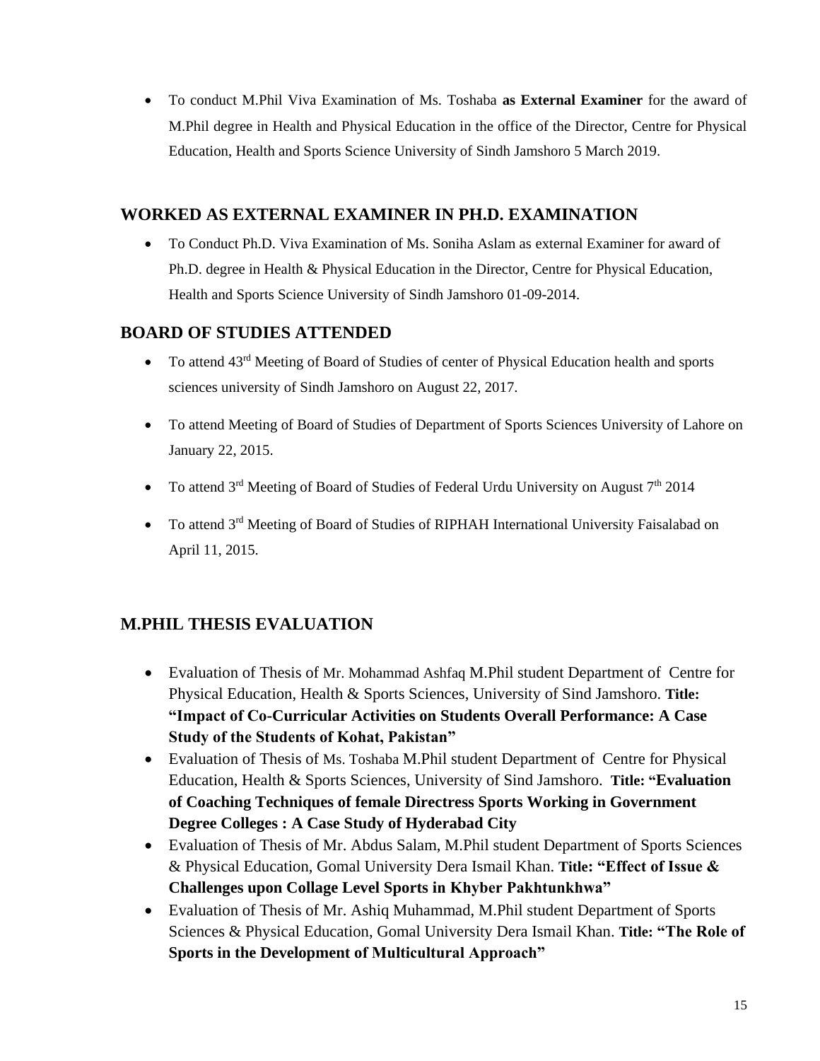- To conduct M.Phil Viva Examination of Ms. Toshaba **as External Examiner** for the award of M.Phil degree in Health and Physical Education in the office of the Director, Centre for Physical Education, Health and Sports Science University of Sindh Jamshoro 5 March 2019.

## WORKED AS EXTERNAL EXAMINER IN PH.D. EXAMINATION

- To Conduct Ph.D. Viva Examination of Ms. Soniha Aslam as external Examiner for award of Ph.D. degree in Health & Physical Education in the Director, Centre for Physical Education, Health and Sports Science University of Sindh Jamshoro 01-09-2014.

## BOARD OF STUDIES ATTENDED

- To attend 43rd Meeting of Board of Studies of center of Physical Education health and sports sciences university of Sindh Jamshoro on August 22, 2017.
- To attend Meeting of Board of Studies of Department of Sports Sciences University of Lahore on January 22, 2015.
- To attend 3rd Meeting of Board of Studies of Federal Urdu University on August 7th 2014
- To attend 3rd Meeting of Board of Studies of RIPHAH International University Faisalabad on April 11, 2015.

## M.PHIL THESIS EVALUATION

- Evaluation of Thesis of Mr. Mohammad Ashfaq M.Phil student Department of Centre for Physical Education, Health & Sports Sciences, University of Sind Jamshoro. **Title: "Impact of Co-Curricular Activities on Students Overall Performance: A Case Study of the Students of Kohat, Pakistan"**
- Evaluation of Thesis of Ms. Toshaba M.Phil student Department of Centre for Physical Education, Health & Sports Sciences, University of Sind Jamshoro. **Title: "Evaluation of Coaching Techniques of female Directress Sports Working in Government Degree Colleges : A Case Study of Hyderabad City**
- Evaluation of Thesis of Mr. Abdus Salam, M.Phil student Department of Sports Sciences & Physical Education, Gomal University Dera Ismail Khan. **Title: "Effect of Issue & Challenges upon Collage Level Sports in Khyber Pakhtunkhwa"**
- Evaluation of Thesis of Mr. Ashiq Muhammad, M.Phil student Department of Sports Sciences & Physical Education, Gomal University Dera Ismail Khan. **Title: "The Role of Sports in the Development of Multicultural Approach"**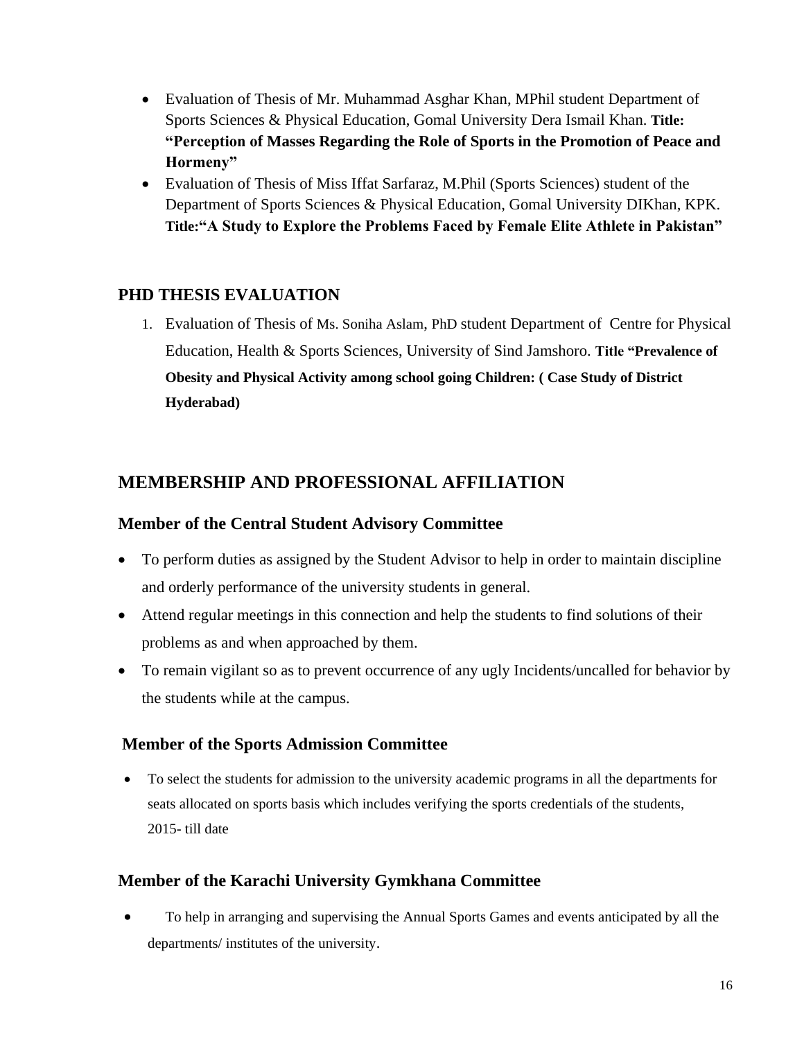- Evaluation of Thesis of Mr. Muhammad Asghar Khan, MPhil student Department of Sports Sciences & Physical Education, Gomal University Dera Ismail Khan. **Title: "Perception of Masses Regarding the Role of Sports in the Promotion of Peace and Hormeny"**
- Evaluation of Thesis of Miss Iffat Sarfaraz, M.Phil (Sports Sciences) student of the Department of Sports Sciences & Physical Education, Gomal University DIKhan, KPK. **Title:"A Study to Explore the Problems Faced by Female Elite Athlete in Pakistan"**

## PHD THESIS EVALUATION

1. Evaluation of Thesis of Ms. Soniha Aslam, PhD student Department of Centre for Physical Education, Health & Sports Sciences, University of Sind Jamshoro. **Title "Prevalence of Obesity and Physical Activity among school going Children: ( Case Study of District Hyderabad)**

## MEMBERSHIP AND PROFESSIONAL AFFILIATION

### Member of the Central Student Advisory Committee

- To perform duties as assigned by the Student Advisor to help in order to maintain discipline and orderly performance of the university students in general.
- Attend regular meetings in this connection and help the students to find solutions of their problems as and when approached by them.
- To remain vigilant so as to prevent occurrence of any ugly Incidents/uncalled for behavior by the students while at the campus.

### Member of the Sports Admission Committee

- To select the students for admission to the university academic programs in all the departments for seats allocated on sports basis which includes verifying the sports credentials of the students, 2015- till date

### Member of the Karachi University Gymkhana Committee

- To help in arranging and supervising the Annual Sports Games and events anticipated by all the departments/ institutes of the university.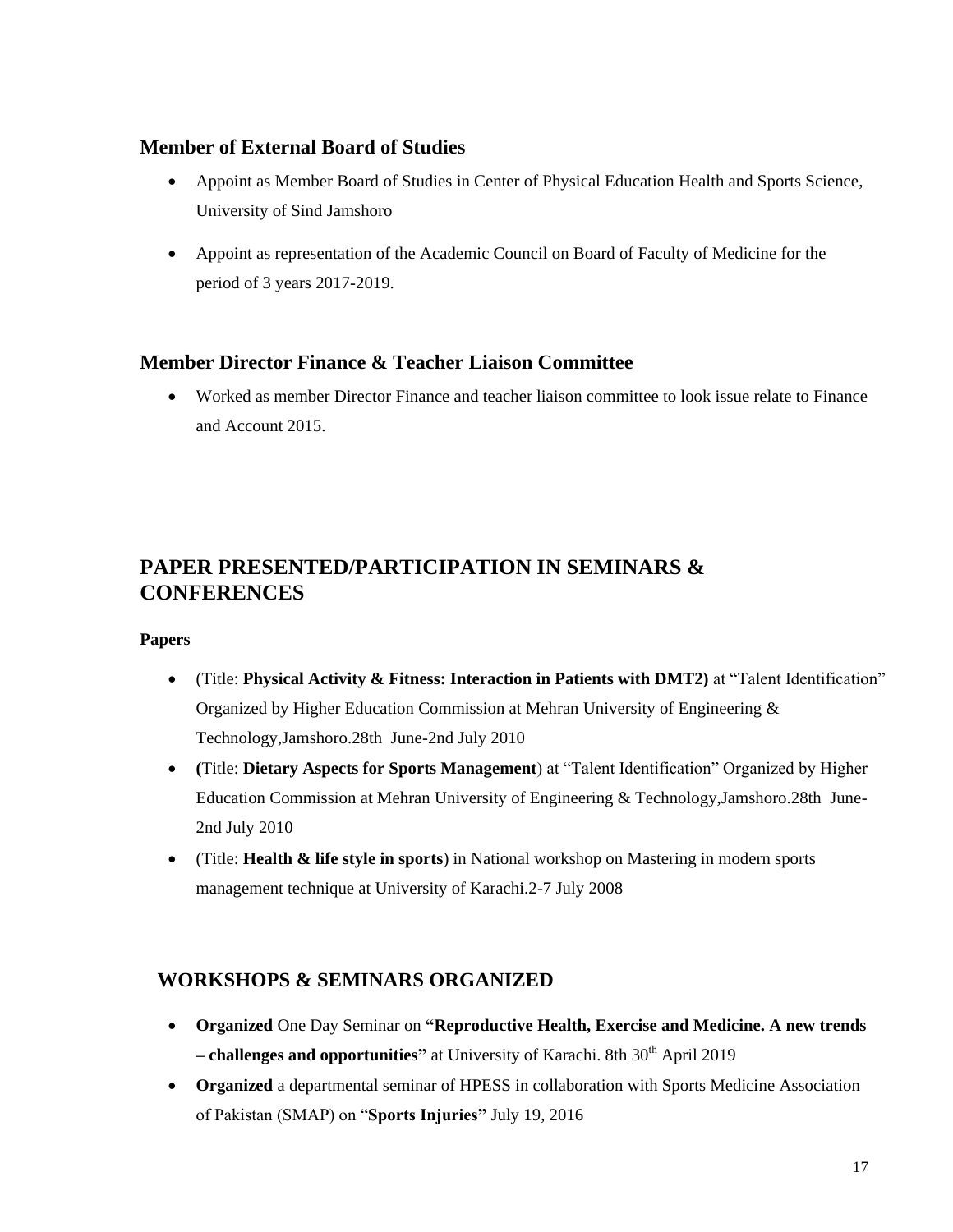## Member of External Board of Studies

- Appoint as Member Board of Studies in Center of Physical Education Health and Sports Science, University of Sind Jamshoro
- Appoint as representation of the Academic Council on Board of Faculty of Medicine for the period of 3 years 2017-2019.

## Member Director Finance & Teacher Liaison Committee

- Worked as member Director Finance and teacher liaison committee to look issue relate to Finance and Account 2015.

# PAPER PRESENTED/PARTICIPATION IN SEMINARS & CONFERENCES

**Papers**

- (Title: **Physical Activity & Fitness: Interaction in Patients with DMT2)** at "Talent Identification" Organized by Higher Education Commission at Mehran University of Engineering & Technology,Jamshoro.28th June-2nd July 2010
- **(**Title: **Dietary Aspects for Sports Management**) at "Talent Identification" Organized by Higher Education Commission at Mehran University of Engineering & Technology,Jamshoro.28th June-2nd July 2010
- (Title: **Health & life style in sports**) in National workshop on Mastering in modern sports management technique at University of Karachi.2-7 July 2008

## WORKSHOPS & SEMINARS ORGANIZED

- **Organized** One Day Seminar on **"Reproductive Health, Exercise and Medicine. A new trends – challenges and opportunities"** at University of Karachi. 8th 30th April 2019
- **Organized** a departmental seminar of HPESS in collaboration with Sports Medicine Association of Pakistan (SMAP) on "**Sports Injuries"** July 19, 2016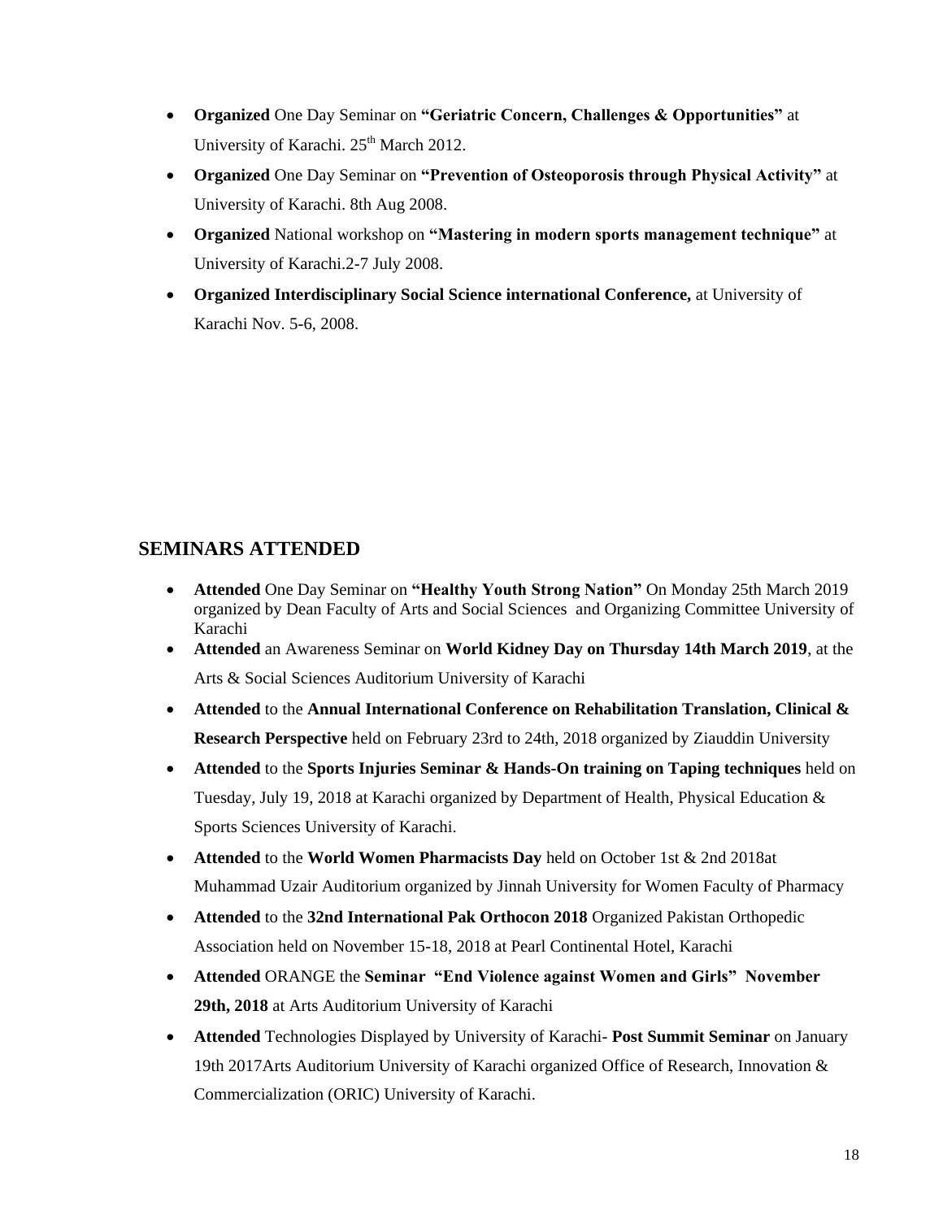- **Organized** One Day Seminar on **"Geriatric Concern, Challenges & Opportunities"** at University of Karachi. 25th March 2012.
- **Organized** One Day Seminar on **"Prevention of Osteoporosis through Physical Activity"** at University of Karachi. 8th Aug 2008.
- **Organized** National workshop on **"Mastering in modern sports management technique"** at University of Karachi.2-7 July 2008.
- **Organized Interdisciplinary Social Science international Conference,** at University of Karachi Nov. 5-6, 2008.

## SEMINARS ATTENDED

- **Attended** One Day Seminar on **"Healthy Youth Strong Nation"** On Monday 25th March 2019 organized by Dean Faculty of Arts and Social Sciences and Organizing Committee University of Karachi
- **Attended** an Awareness Seminar on **World Kidney Day on Thursday 14th March 2019**, at the Arts & Social Sciences Auditorium University of Karachi
- **Attended** to the **Annual International Conference on Rehabilitation Translation, Clinical & Research Perspective** held on February 23rd to 24th, 2018 organized by Ziauddin University
- **Attended** to the **Sports Injuries Seminar & Hands-On training on Taping techniques** held on Tuesday, July 19, 2018 at Karachi organized by Department of Health, Physical Education & Sports Sciences University of Karachi.
- **Attended** to the **World Women Pharmacists Day** held on October 1st & 2nd 2018at Muhammad Uzair Auditorium organized by Jinnah University for Women Faculty of Pharmacy
- **Attended** to the **32nd International Pak Orthocon 2018** Organized Pakistan Orthopedic Association held on November 15-18, 2018 at Pearl Continental Hotel, Karachi
- **Attended** ORANGE the **Seminar "End Violence against Women and Girls" November 29th, 2018** at Arts Auditorium University of Karachi
- **Attended** Technologies Displayed by University of Karachi- **Post Summit Seminar** on January 19th 2017Arts Auditorium University of Karachi organized Office of Research, Innovation & Commercialization (ORIC) University of Karachi.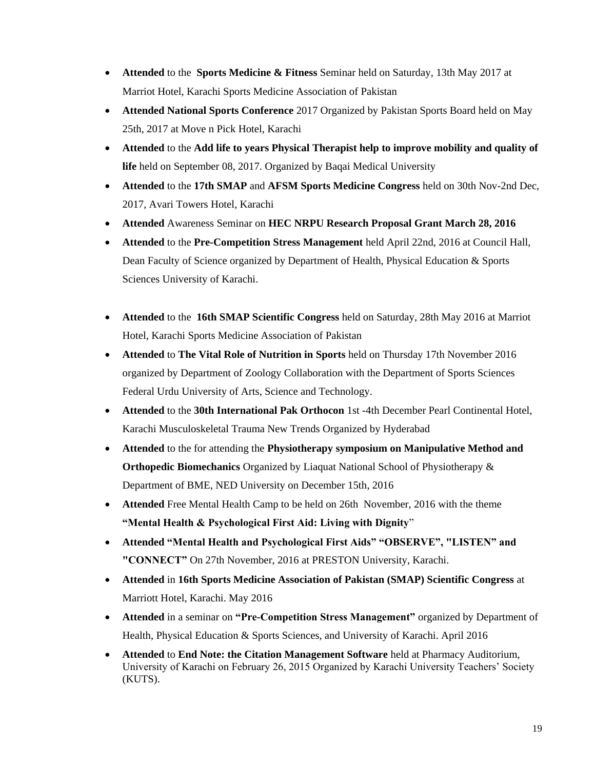- **Attended** to the **Sports Medicine & Fitness** Seminar held on Saturday, 13th May 2017 at Marriot Hotel, Karachi Sports Medicine Association of Pakistan
- **Attended National Sports Conference** 2017 Organized by Pakistan Sports Board held on May 25th, 2017 at Move n Pick Hotel, Karachi
- **Attended** to the **Add life to years Physical Therapist help to improve mobility and quality of life** held on September 08, 2017. Organized by Baqai Medical University
- **Attended** to the **17th SMAP** and **AFSM Sports Medicine Congress** held on 30th Nov-2nd Dec, 2017, Avari Towers Hotel, Karachi
- **Attended** Awareness Seminar on **HEC NRPU Research Proposal Grant March 28, 2016**
- **Attended** to the **Pre-Competition Stress Management** held April 22nd, 2016 at Council Hall, Dean Faculty of Science organized by Department of Health, Physical Education & Sports Sciences University of Karachi.
- **Attended** to the **16th SMAP Scientific Congress** held on Saturday, 28th May 2016 at Marriot Hotel, Karachi Sports Medicine Association of Pakistan
- **Attended** to **The Vital Role of Nutrition in Sports** held on Thursday 17th November 2016 organized by Department of Zoology Collaboration with the Department of Sports Sciences Federal Urdu University of Arts, Science and Technology.
- **Attended** to the **30th International Pak Orthocon** 1st -4th December Pearl Continental Hotel, Karachi Musculoskeletal Trauma New Trends Organized by Hyderabad
- **Attended** to the for attending the **Physiotherapy symposium on Manipulative Method and Orthopedic Biomechanics** Organized by Liaquat National School of Physiotherapy & Department of BME, NED University on December 15th, 2016
- **Attended** Free Mental Health Camp to be held on 26th November, 2016 with the theme **"Mental Health & Psychological First Aid: Living with Dignity**"
- **Attended "Mental Health and Psychological First Aids" "OBSERVE", "LISTEN" and "CONNECT"** On 27th November, 2016 at PRESTON University, Karachi.
- **Attended** in **16th Sports Medicine Association of Pakistan (SMAP) Scientific Congress** at Marriott Hotel, Karachi. May 2016
- **Attended** in a seminar on **"Pre-Competition Stress Management"** organized by Department of Health, Physical Education & Sports Sciences, and University of Karachi. April 2016
- **Attended** to **End Note: the Citation Management Software** held at Pharmacy Auditorium, University of Karachi on February 26, 2015 Organized by Karachi University Teachers' Society (KUTS).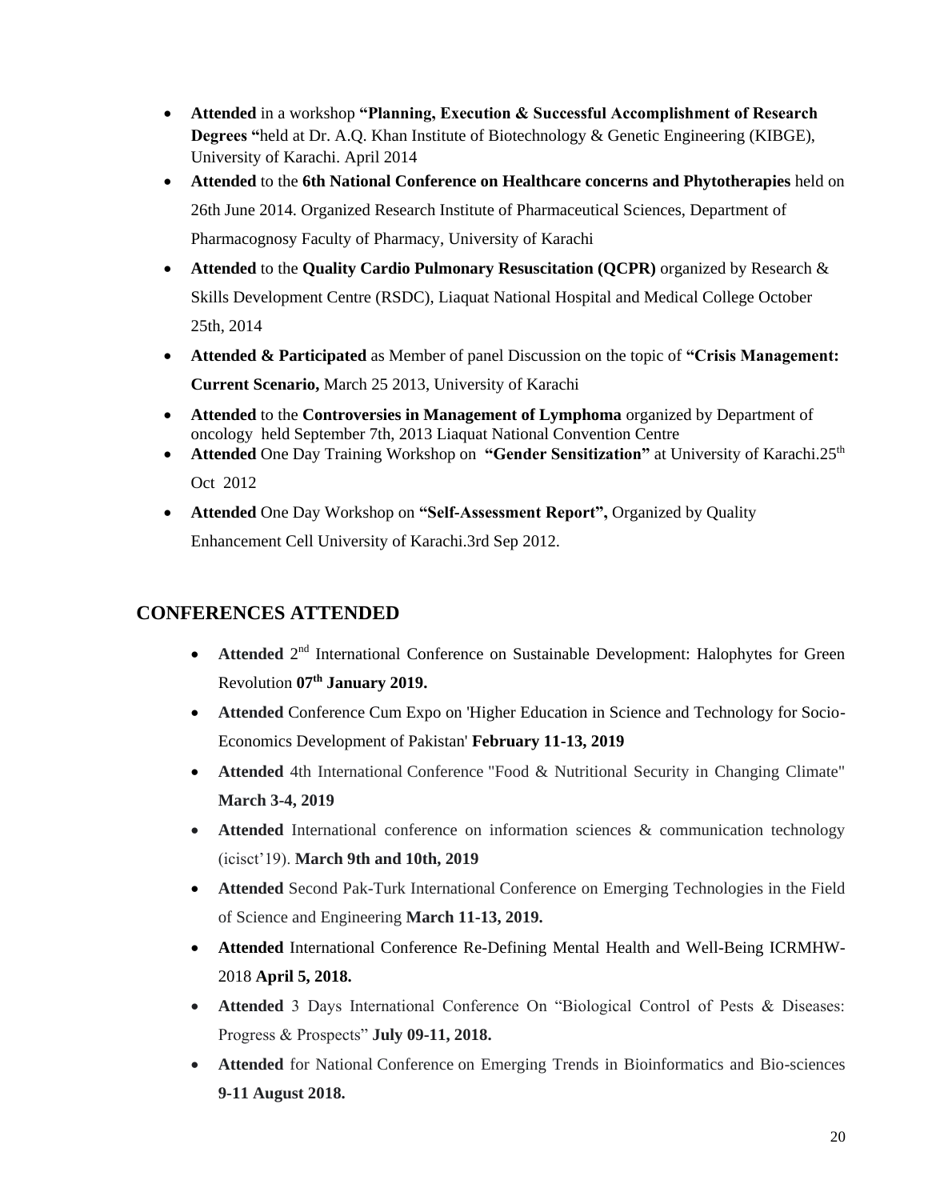- **Attended** in a workshop **"Planning, Execution & Successful Accomplishment of Research Degrees "**held at Dr. A.Q. Khan Institute of Biotechnology & Genetic Engineering (KIBGE), University of Karachi. April 2014
- **Attended** to the **6th National Conference on Healthcare concerns and Phytotherapies** held on 26th June 2014. Organized Research Institute of Pharmaceutical Sciences, Department of Pharmacognosy Faculty of Pharmacy, University of Karachi
- **Attended** to the **Quality Cardio Pulmonary Resuscitation (QCPR)** organized by Research & Skills Development Centre (RSDC), Liaquat National Hospital and Medical College October 25th, 2014
- **Attended & Participated** as Member of panel Discussion on the topic of **"Crisis Management: Current Scenario,** March 25 2013, University of Karachi
- **Attended** to the **Controversies in Management of Lymphoma** organized by Department of oncology held September 7th, 2013 Liaquat National Convention Centre
- **Attended** One Day Training Workshop on **"Gender Sensitization"** at University of Karachi.25th Oct 2012
- **Attended** One Day Workshop on **"Self-Assessment Report",** Organized by Quality Enhancement Cell University of Karachi.3rd Sep 2012.

## CONFERENCES ATTENDED

- **Attended** 2nd International Conference on Sustainable Development: Halophytes for Green Revolution **07th January 2019.**
- **Attended** Conference Cum Expo on 'Higher Education in Science and Technology for Socio-Economics Development of Pakistan' **February 11-13, 2019**
- **Attended** 4th International Conference "Food & Nutritional Security in Changing Climate" **March 3-4, 2019**
- **Attended** International conference on information sciences & communication technology (icisct'19). **March 9th and 10th, 2019**
- **Attended** Second Pak-Turk International Conference on Emerging Technologies in the Field of Science and Engineering **March 11-13, 2019.**
- **Attended** International Conference Re-Defining Mental Health and Well-Being ICRMHW-2018 **April 5, 2018.**
- **Attended** 3 Days International Conference On "Biological Control of Pests & Diseases: Progress & Prospects" **July 09-11, 2018.**
- **Attended** for National Conference on Emerging Trends in Bioinformatics and Bio-sciences **9-11 August 2018.**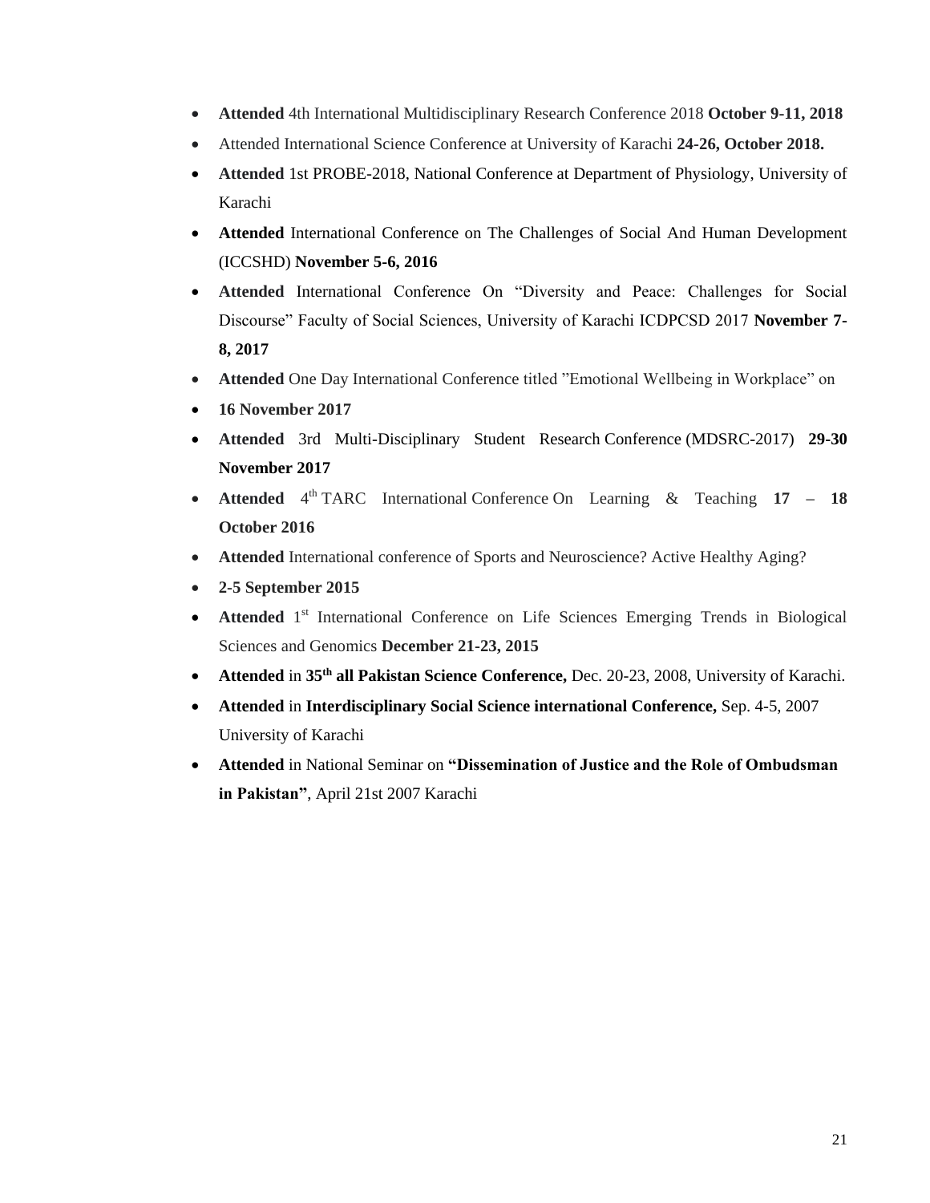- **Attended** 4th International Multidisciplinary Research Conference 2018 **October 9-11, 2018**
- Attended International Science Conference at University of Karachi **24-26, October 2018.**
- **Attended** 1st PROBE-2018, National Conference at Department of Physiology, University of Karachi
- **Attended** International Conference on The Challenges of Social And Human Development (ICCSHD) **November 5-6, 2016**
- **Attended** International Conference On "Diversity and Peace: Challenges for Social Discourse" Faculty of Social Sciences, University of Karachi ICDPCSD 2017 **November 7-8, 2017**
- **Attended** One Day International Conference titled "Emotional Wellbeing in Workplace" on
- **16 November 2017**
- **Attended** 3rd Multi-Disciplinary Student Research Conference (MDSRC-2017) **29-30 November 2017**
- **Attended** 4th TARC International Conference On Learning & Teaching **17 – 18 October 2016**
- **Attended** International conference of Sports and Neuroscience? Active Healthy Aging?
- **2-5 September 2015**
- **Attended** 1st International Conference on Life Sciences Emerging Trends in Biological Sciences and Genomics **December 21-23, 2015**
- **Attended** in **35th all Pakistan Science Conference,** Dec. 20-23, 2008, University of Karachi.
- **Attended** in **Interdisciplinary Social Science international Conference,** Sep. 4-5, 2007 University of Karachi
- **Attended** in National Seminar on **"Dissemination of Justice and the Role of Ombudsman in Pakistan"**, April 21st 2007 Karachi